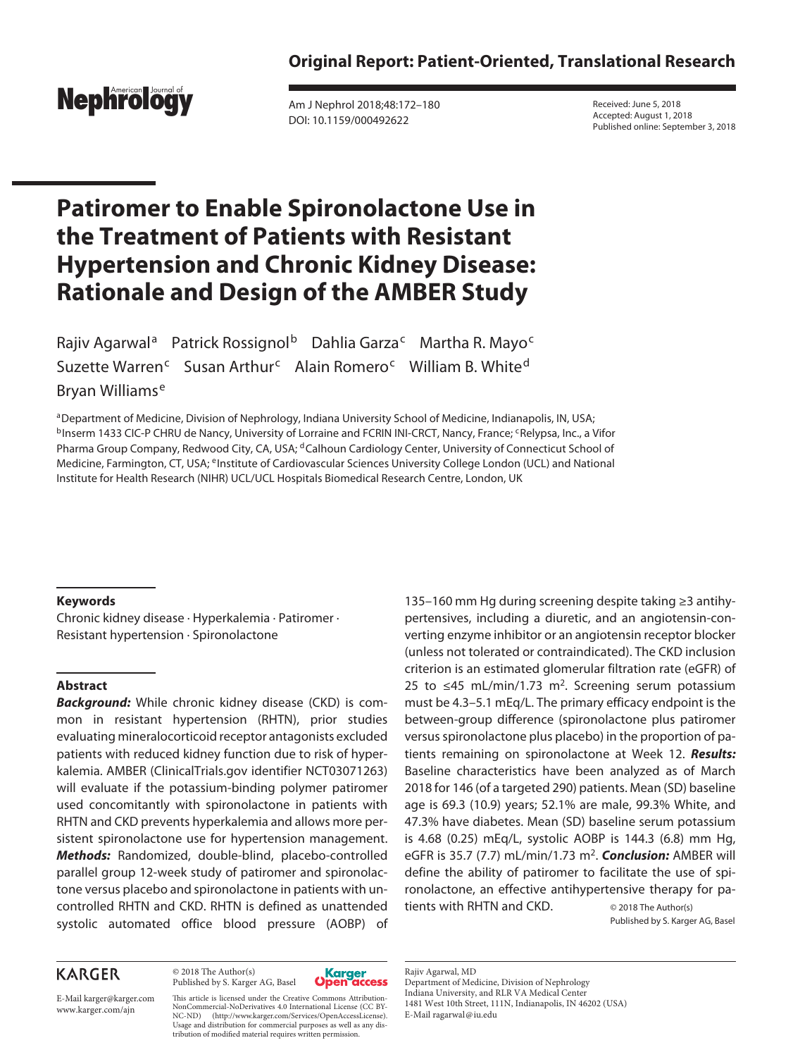Original Report: Patient-Oriented, Translational Research

Received: June 5, 2018
Accepted: August 1, 2018
Published online: September 3, 2018

# Patiromer to Enable Spironolactone Use in the Treatment of Patients with Resistant Hypertension and Chronic Kidney Disease: Rationale and Design of the AMBER Study

Rajiv Agarwal[a] Patrick Rossignol[b] Dahlia Garza[c] Martha R. Mayo[c] Suzette Warren[c] Susan Arthur[c] Alain Romero[c] William B. White[d] Bryan Williams[e]

[a]Department of Medicine, Division of Nephrology, Indiana University School of Medicine, Indianapolis, IN, USA; [b]Inserm 1433 CIC-P CHRU de Nancy, University of Lorraine and FCRIN INI-CRCT, Nancy, France; [c]Relypsa, Inc., a Vifor Pharma Group Company, Redwood City, CA, USA; [d]Calhoun Cardiology Center, University of Connecticut School of Medicine, Farmington, CT, USA; [e]Institute of Cardiovascular Sciences University College London (UCL) and National Institute for Health Research (NIHR) UCL/UCL Hospitals Biomedical Research Centre, London, UK

### Keywords

Chronic kidney disease · Hyperkalemia · Patiromer · Resistant hypertension · Spironolactone

### Abstract

***Background:*** While chronic kidney disease (CKD) is common in resistant hypertension (RHTN), prior studies evaluating mineralocorticoid receptor antagonists excluded patients with reduced kidney function due to risk of hyperkalemia. AMBER (ClinicalTrials.gov identifier NCT03071263) will evaluate if the potassium-binding polymer patiromer used concomitantly with spironolactone in patients with RHTN and CKD prevents hyperkalemia and allows more persistent spironolactone use for hypertension management. ***Methods:*** Randomized, double-blind, placebo-controlled parallel group 12-week study of patiromer and spironolactone versus placebo and spironolactone in patients with uncontrolled RHTN and CKD. RHTN is defined as unattended systolic automated office blood pressure (AOBP) of 135–160 mm Hg during screening despite taking ≥3 antihypertensives, including a diuretic, and an angiotensin-converting enzyme inhibitor or an angiotensin receptor blocker (unless not tolerated or contraindicated). The CKD inclusion criterion is an estimated glomerular filtration rate (eGFR) of 25 to ≤45 mL/min/1.73 m$^2$. Screening serum potassium must be 4.3–5.1 mEq/L. The primary efficacy endpoint is the between-group difference (spironolactone plus patiromer versus spironolactone plus placebo) in the proportion of patients remaining on spironolactone at Week 12. ***Results:*** Baseline characteristics have been analyzed as of March 2018 for 146 (of a targeted 290) patients. Mean (SD) baseline age is 69.3 (10.9) years; 52.1% are male, 99.3% White, and 47.3% have diabetes. Mean (SD) baseline serum potassium is 4.68 (0.25) mEq/L, systolic AOBP is 144.3 (6.8) mm Hg, eGFR is 35.7 (7.7) mL/min/1.73 m$^2$. ***Conclusion:*** AMBER will define the ability of patiromer to facilitate the use of spironolactone, an effective antihypertensive therapy for patients with RHTN and CKD.

© 2018 The Author(s)
Published by S. Karger AG, Basel

KARGER

E-Mail karger@karger.com
www.karger.com/ajn

© 2018 The Author(s)
Published by S. Karger AG, Basel

This article is licensed under the Creative Commons Attribution-NonCommercial-NoDerivatives 4.0 International License (CC BY-NC-ND) (http://www.karger.com/Services/OpenAccessLicense). Usage and distribution for commercial purposes as well as any distribution of modified material requires written permission.

Rajiv Agarwal, MD
Department of Medicine, Division of Nephrology
Indiana University, and RLR VA Medical Center
1481 West 10th Street, 111N, Indianapolis, IN 46202 (USA)
E-Mail ragarwal@iu.edu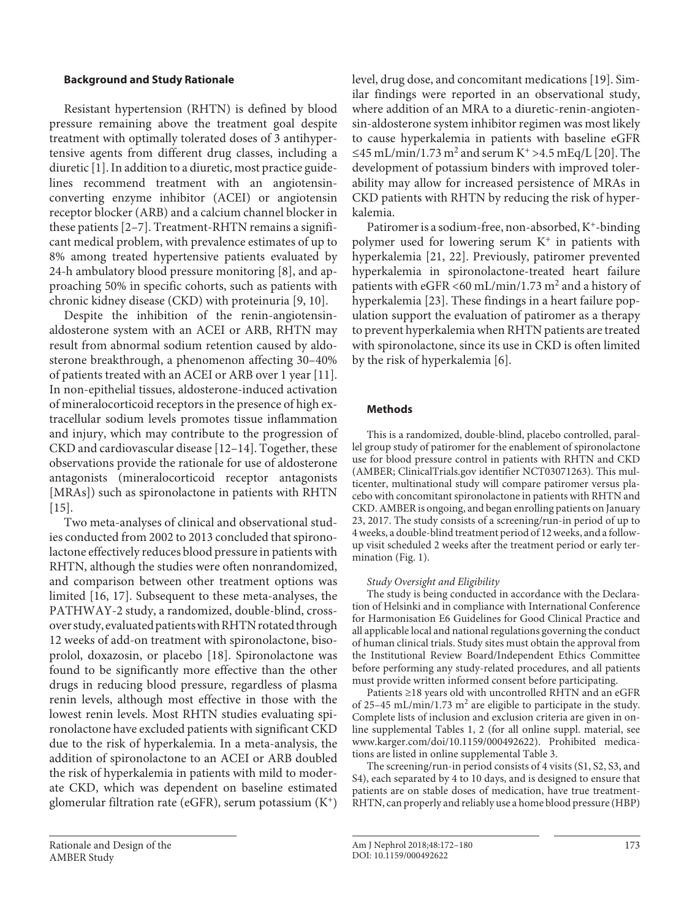### Background and Study Rationale

Resistant hypertension (RHTN) is defined by blood pressure remaining above the treatment goal despite treatment with optimally tolerated doses of 3 antihypertensive agents from different drug classes, including a diuretic [1]. In addition to a diuretic, most practice guidelines recommend treatment with an angiotensin-converting enzyme inhibitor (ACEI) or angiotensin receptor blocker (ARB) and a calcium channel blocker in these patients [2–7]. Treatment-RHTN remains a significant medical problem, with prevalence estimates of up to 8% among treated hypertensive patients evaluated by 24-h ambulatory blood pressure monitoring [8], and approaching 50% in specific cohorts, such as patients with chronic kidney disease (CKD) with proteinuria [9, 10].

Despite the inhibition of the renin-angiotensin-aldosterone system with an ACEI or ARB, RHTN may result from abnormal sodium retention caused by aldosterone breakthrough, a phenomenon affecting 30–40% of patients treated with an ACEI or ARB over 1 year [11]. In non-epithelial tissues, aldosterone-induced activation of mineralocorticoid receptors in the presence of high extracellular sodium levels promotes tissue inflammation and injury, which may contribute to the progression of CKD and cardiovascular disease [12–14]. Together, these observations provide the rationale for use of aldosterone antagonists (mineralocorticoid receptor antagonists [MRAs]) such as spironolactone in patients with RHTN [15].

Two meta-analyses of clinical and observational studies conducted from 2002 to 2013 concluded that spironolactone effectively reduces blood pressure in patients with RHTN, although the studies were often nonrandomized, and comparison between other treatment options was limited [16, 17]. Subsequent to these meta-analyses, the PATHWAY-2 study, a randomized, double-blind, crossover study, evaluated patients with RHTN rotated through 12 weeks of add-on treatment with spironolactone, bisoprolol, doxazosin, or placebo [18]. Spironolactone was found to be significantly more effective than the other drugs in reducing blood pressure, regardless of plasma renin levels, although most effective in those with the lowest renin levels. Most RHTN studies evaluating spironolactone have excluded patients with significant CKD due to the risk of hyperkalemia. In a meta-analysis, the addition of spironolactone to an ACEI or ARB doubled the risk of hyperkalemia in patients with mild to moderate CKD, which was dependent on baseline estimated glomerular filtration rate (eGFR), serum potassium ($K^+$) level, drug dose, and concomitant medications [19]. Similar findings were reported in an observational study, where addition of an MRA to a diuretic-renin-angiotensin-aldosterone system inhibitor regimen was most likely to cause hyperkalemia in patients with baseline eGFR $\leq$45 mL/min/1.73 m$^2$ and serum $K^+$ >4.5 mEq/L [20]. The development of potassium binders with improved tolerability may allow for increased persistence of MRAs in CKD patients with RHTN by reducing the risk of hyperkalemia.

Patiromer is a sodium-free, non-absorbed, $K^+$-binding polymer used for lowering serum $K^+$ in patients with hyperkalemia [21, 22]. Previously, patiromer prevented hyperkalemia in spironolactone-treated heart failure patients with eGFR <60 mL/min/1.73 m$^2$ and a history of hyperkalemia [23]. These findings in a heart failure population support the evaluation of patiromer as a therapy to prevent hyperkalemia when RHTN patients are treated with spironolactone, since its use in CKD is often limited by the risk of hyperkalemia [6].

### Methods

This is a randomized, double-blind, placebo controlled, parallel group study of patiromer for the enablement of spironolactone use for blood pressure control in patients with RHTN and CKD (AMBER; ClinicalTrials.gov identifier NCT03071263). This multicenter, multinational study will compare patiromer versus placebo with concomitant spironolactone in patients with RHTN and CKD. AMBER is ongoing, and began enrolling patients on January 23, 2017. The study consists of a screening/run-in period of up to 4 weeks, a double-blind treatment period of 12 weeks, and a follow-up visit scheduled 2 weeks after the treatment period or early termination (Fig. 1).

*Study Oversight and Eligibility*

The study is being conducted in accordance with the Declaration of Helsinki and in compliance with International Conference for Harmonisation E6 Guidelines for Good Clinical Practice and all applicable local and national regulations governing the conduct of human clinical trials. Study sites must obtain the approval from the Institutional Review Board/Independent Ethics Committee before performing any study-related procedures, and all patients must provide written informed consent before participating.

Patients ≥18 years old with uncontrolled RHTN and an eGFR of 25–45 mL/min/1.73 m$^2$ are eligible to participate in the study. Complete lists of inclusion and exclusion criteria are given in online supplemental Tables 1, 2 (for all online suppl. material, see www.karger.com/doi/10.1159/000492622). Prohibited medications are listed in online supplemental Table 3.

The screening/run-in period consists of 4 visits (S1, S2, S3, and S4), each separated by 4 to 10 days, and is designed to ensure that patients are on stable doses of medication, have true treatment-RHTN, can properly and reliably use a home blood pressure (HBP)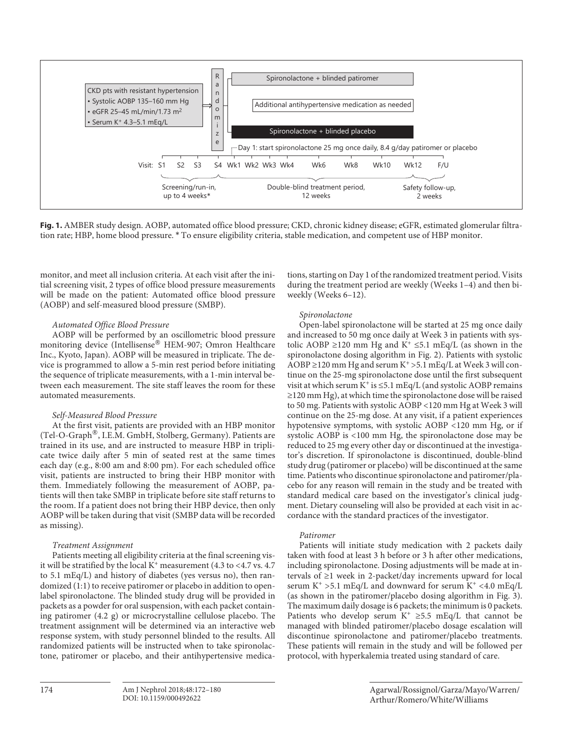**Fig. 1.** AMBER study design. AOBP, automated office blood pressure; CKD, chronic kidney disease; eGFR, estimated glomerular filtration rate; HBP, home blood pressure. * To ensure eligibility criteria, stable medication, and competent use of HBP monitor.

monitor, and meet all inclusion criteria. At each visit after the initial screening visit, 2 types of office blood pressure measurements will be made on the patient: Automated office blood pressure (AOBP) and self-measured blood pressure (SMBP).

*Automated Office Blood Pressure*

AOBP will be performed by an oscillometric blood pressure monitoring device (Intellisense® HEM-907; Omron Healthcare Inc., Kyoto, Japan). AOBP will be measured in triplicate. The device is programmed to allow a 5-min rest period before initiating the sequence of triplicate measurements, with a 1-min interval between each measurement. The site staff leaves the room for these automated measurements.

*Self-Measured Blood Pressure*

At the first visit, patients are provided with an HBP monitor (Tel-O-Graph®, I.E.M. GmbH, Stolberg, Germany). Patients are trained in its use, and are instructed to measure HBP in triplicate twice daily after 5 min of seated rest at the same times each day (e.g., 8:00 am and 8:00 pm). For each scheduled office visit, patients are instructed to bring their HBP monitor with them. Immediately following the measurement of AOBP, patients will then take SMBP in triplicate before site staff returns to the room. If a patient does not bring their HBP device, then only AOBP will be taken during that visit (SMBP data will be recorded as missing).

*Treatment Assignment*

Patients meeting all eligibility criteria at the final screening visit will be stratified by the local $K^+$ measurement (4.3 to <4.7 vs. 4.7 to 5.1 mEq/L) and history of diabetes (yes versus no), then randomized (1:1) to receive patiromer or placebo in addition to open-label spironolactone. The blinded study drug will be provided in packets as a powder for oral suspension, with each packet containing patiromer (4.2 g) or microcrystalline cellulose placebo. The treatment assignment will be determined via an interactive web response system, with study personnel blinded to the results. All randomized patients will be instructed when to take spironolactone, patiromer or placebo, and their antihypertensive medications, starting on Day 1 of the randomized treatment period. Visits during the treatment period are weekly (Weeks 1–4) and then biweekly (Weeks 6–12).

*Spironolactone*

Open-label spironolactone will be started at 25 mg once daily and increased to 50 mg once daily at Week 3 in patients with systolic AOBP ≥120 mm Hg and $K^+$ ≤5.1 mEq/L (as shown in the spironolactone dosing algorithm in Fig. 2). Patients with systolic AOBP ≥120 mm Hg and serum $K^+$ >5.1 mEq/L at Week 3 will continue on the 25-mg spironolactone dose until the first subsequent visit at which serum $K^+$ is ≤5.1 mEq/L (and systolic AOBP remains ≥120 mm Hg), at which time the spironolactone dose will be raised to 50 mg. Patients with systolic AOBP <120 mm Hg at Week 3 will continue on the 25-mg dose. At any visit, if a patient experiences hypotensive symptoms, with systolic AOBP <120 mm Hg, or if systolic AOBP is <100 mm Hg, the spironolactone dose may be reduced to 25 mg every other day or discontinued at the investigator's discretion. If spironolactone is discontinued, double-blind study drug (patiromer or placebo) will be discontinued at the same time. Patients who discontinue spironolactone and patiromer/placebo for any reason will remain in the study and be treated with standard medical care based on the investigator's clinical judgment. Dietary counseling will also be provided at each visit in accordance with the standard practices of the investigator.

*Patiromer*

Patients will initiate study medication with 2 packets daily taken with food at least 3 h before or 3 h after other medications, including spironolactone. Dosing adjustments will be made at intervals of ≥1 week in 2-packet/day increments upward for local serum $K^+$ >5.1 mEq/L and downward for serum $K^+$ <4.0 mEq/L (as shown in the patiromer/placebo dosing algorithm in Fig. 3). The maximum daily dosage is 6 packets; the minimum is 0 packets. Patients who develop serum $K^+$ ≥5.5 mEq/L that cannot be managed with blinded patiromer/placebo dosage escalation will discontinue spironolactone and patiromer/placebo treatments. These patients will remain in the study and will be followed per protocol, with hyperkalemia treated using standard of care.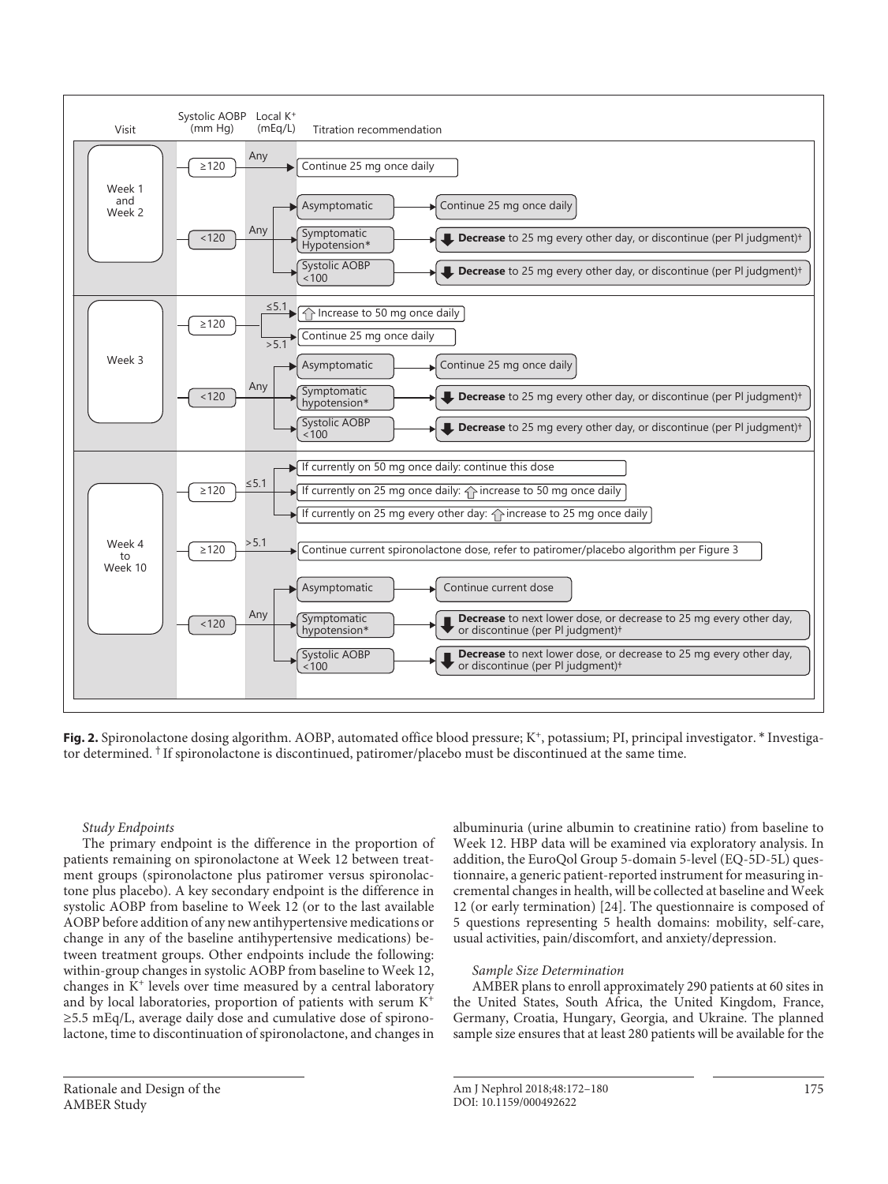| Visit | Systolic AOBP (mm Hg) | Local K+ (mEq/L) | Titration recommendation | |
|---|---|---|---|---|
| Week 1 and Week 2 | ≥120 | Any | Continue 25 mg once daily | |
| | <120 | Any | Asymptomatic | Continue 25 mg once daily |
| | | | Symptomatic Hypotension* | **Decrease** to 25 mg every other day, or discontinue (per PI judgment)† |
| | | | Systolic AOBP <100 | **Decrease** to 25 mg every other day, or discontinue (per PI judgment)† |
| Week 3 | ≥120 | ≤5.1 | Increase to 50 mg once daily | |
| | | >5.1 | Continue 25 mg once daily | |
| | <120 | Any | Asymptomatic | Continue 25 mg once daily |
| | | | Symptomatic hypotension* | **Decrease** to 25 mg every other day, or discontinue (per PI judgment)† |
| | | | Systolic AOBP <100 | **Decrease** to 25 mg every other day, or discontinue (per PI judgment)† |
| Week 4 to Week 10 | ≥120 | ≤5.1 | If currently on 50 mg once daily: continue this dose | |
| | | | If currently on 25 mg once daily: increase to 50 mg once daily | |
| | | | If currently on 25 mg every other day: increase to 25 mg once daily | |
| | ≥120 | >5.1 | Continue current spironolactone dose, refer to patiromer/placebo algorithm per Figure 3 | |
| | <120 | Any | Asymptomatic | Continue current dose |
| | | | Symptomatic hypotension* | **Decrease** to next lower dose, or decrease to 25 mg every other day, or discontinue (per PI judgment)† |
| | | | Systolic AOBP <100 | **Decrease** to next lower dose, or decrease to 25 mg every other day, or discontinue (per PI judgment)† |

**Fig. 2.** Spironolactone dosing algorithm. AOBP, automated office blood pressure; $K^+$, potassium; PI, principal investigator. * Investigator determined. † If spironolactone is discontinued, patiromer/placebo must be discontinued at the same time.

*Study Endpoints*

The primary endpoint is the difference in the proportion of patients remaining on spironolactone at Week 12 between treatment groups (spironolactone plus patiromer versus spironolactone plus placebo). A key secondary endpoint is the difference in systolic AOBP from baseline to Week 12 (or to the last available AOBP before addition of any new antihypertensive medications or change in any of the baseline antihypertensive medications) between treatment groups. Other endpoints include the following: within-group changes in systolic AOBP from baseline to Week 12, changes in $K^+$ levels over time measured by a central laboratory and by local laboratories, proportion of patients with serum $K^+$ ≥5.5 mEq/L, average daily dose and cumulative dose of spironolactone, time to discontinuation of spironolactone, and changes in albuminuria (urine albumin to creatinine ratio) from baseline to Week 12. HBP data will be examined via exploratory analysis. In addition, the EuroQol Group 5-domain 5-level (EQ-5D-5L) questionnaire, a generic patient-reported instrument for measuring incremental changes in health, will be collected at baseline and Week 12 (or early termination) [24]. The questionnaire is composed of 5 questions representing 5 health domains: mobility, self-care, usual activities, pain/discomfort, and anxiety/depression.

*Sample Size Determination*

AMBER plans to enroll approximately 290 patients at 60 sites in the United States, South Africa, the United Kingdom, France, Germany, Croatia, Hungary, Georgia, and Ukraine. The planned sample size ensures that at least 280 patients will be available for the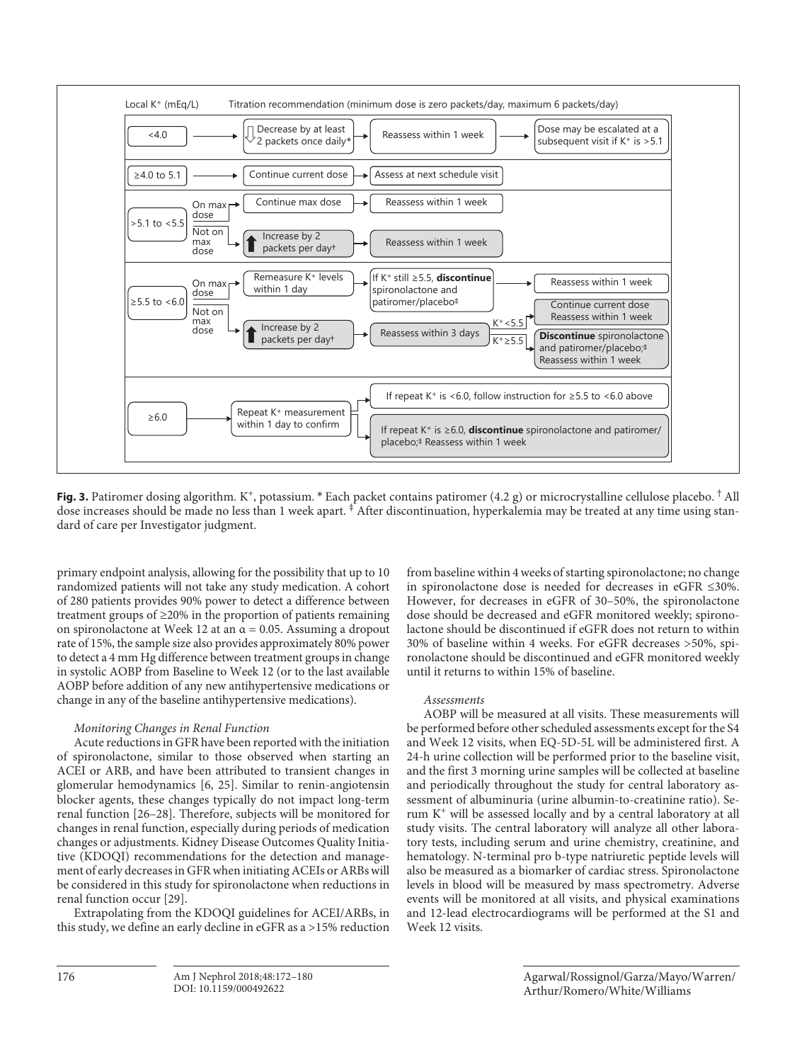Local $K^+$ (mEq/L) — Titration recommendation (minimum dose is zero packets/day, maximum 6 packets/day)

| Local $K^+$ (mEq/L) | | Titration recommendation | | |
|---|---|---|---|---|
| <4.0 | | Decrease by at least 2 packets once daily* | Reassess within 1 week | Dose may be escalated at a subsequent visit if $K^+$ is >5.1 |
| ≥4.0 to 5.1 | | Continue current dose | Assess at next schedule visit | |
| >5.1 to <5.5 | On max dose | Continue max dose | Reassess within 1 week | |
| | Not on max dose | Increase by 2 packets per day† | Reassess within 1 week | |
| ≥5.5 to <6.0 | On max dose | Remeasure $K^+$ levels within 1 day | If $K^+$ still ≥5.5, **discontinue** spironolactone and patiromer/placebo‡ | Reassess within 1 week |
| | Not on max dose | Increase by 2 packets per day† | Reassess within 3 days | $K^+$ <5.5: Continue current dose. Reassess within 1 week; $K^+$ ≥5.5: **Discontinue** spironolactone and patiromer/placebo;‡ Reassess within 1 week |
| ≥6.0 | | Repeat $K^+$ measurement within 1 day to confirm | If repeat $K^+$ is <6.0, follow instruction for ≥5.5 to <6.0 above; If repeat $K^+$ is ≥6.0, **discontinue** spironolactone and patiromer/placebo;‡ Reassess within 1 week | |

**Fig. 3.** Patiromer dosing algorithm. $K^+$, potassium. * Each packet contains patiromer (4.2 g) or microcrystalline cellulose placebo. † All dose increases should be made no less than 1 week apart. ‡ After discontinuation, hyperkalemia may be treated at any time using standard of care per Investigator judgment.

primary endpoint analysis, allowing for the possibility that up to 10 randomized patients will not take any study medication. A cohort of 280 patients provides 90% power to detect a difference between treatment groups of ≥20% in the proportion of patients remaining on spironolactone at Week 12 at an $\alpha = 0.05$. Assuming a dropout rate of 15%, the sample size also provides approximately 80% power to detect a 4 mm Hg difference between treatment groups in change in systolic AOBP from Baseline to Week 12 (or to the last available AOBP before addition of any new antihypertensive medications or change in any of the baseline antihypertensive medications).

*Monitoring Changes in Renal Function*

Acute reductions in GFR have been reported with the initiation of spironolactone, similar to those observed when starting an ACEI or ARB, and have been attributed to transient changes in glomerular hemodynamics [6, 25]. Similar to renin-angiotensin blocker agents, these changes typically do not impact long-term renal function [26–28]. Therefore, subjects will be monitored for changes in renal function, especially during periods of medication changes or adjustments. Kidney Disease Outcomes Quality Initiative (KDOQI) recommendations for the detection and management of early decreases in GFR when initiating ACEIs or ARBs will be considered in this study for spironolactone when reductions in renal function occur [29].

Extrapolating from the KDOQI guidelines for ACEI/ARBs, in this study, we define an early decline in eGFR as a >15% reduction from baseline within 4 weeks of starting spironolactone; no change in spironolactone dose is needed for decreases in eGFR ≤30%. However, for decreases in eGFR of 30–50%, the spironolactone dose should be decreased and eGFR monitored weekly; spironolactone should be discontinued if eGFR does not return to within 30% of baseline within 4 weeks. For eGFR decreases >50%, spironolactone should be discontinued and eGFR monitored weekly until it returns to within 15% of baseline.

*Assessments*

AOBP will be measured at all visits. These measurements will be performed before other scheduled assessments except for the S4 and Week 12 visits, when EQ-5D-5L will be administered first. A 24-h urine collection will be performed prior to the baseline visit, and the first 3 morning urine samples will be collected at baseline and periodically throughout the study for central laboratory assessment of albuminuria (urine albumin-to-creatinine ratio). Serum $K^+$ will be assessed locally and by a central laboratory at all study visits. The central laboratory will analyze all other laboratory tests, including serum and urine chemistry, creatinine, and hematology. N-terminal pro b-type natriuretic peptide levels will also be measured as a biomarker of cardiac stress. Spironolactone levels in blood will be measured by mass spectrometry. Adverse events will be monitored at all visits, and physical examinations and 12-lead electrocardiograms will be performed at the S1 and Week 12 visits.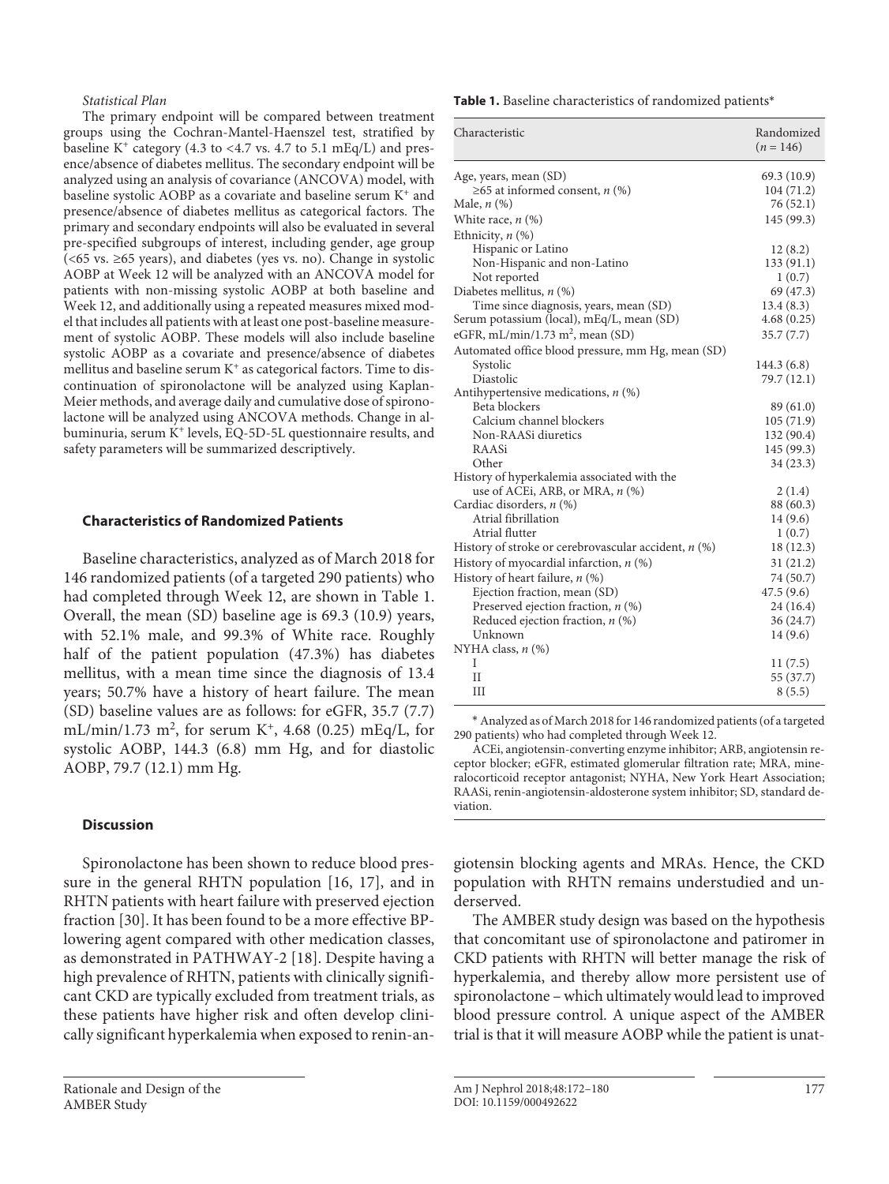*Statistical Plan*

The primary endpoint will be compared between treatment groups using the Cochran-Mantel-Haenszel test, stratified by baseline $K^+$ category (4.3 to <4.7 vs. 4.7 to 5.1 mEq/L) and presence/absence of diabetes mellitus. The secondary endpoint will be analyzed using an analysis of covariance (ANCOVA) model, with baseline systolic AOBP as a covariate and baseline serum $K^+$ and presence/absence of diabetes mellitus as categorical factors. The primary and secondary endpoints will also be evaluated in several pre-specified subgroups of interest, including gender, age group (<65 vs. ≥65 years), and diabetes (yes vs. no). Change in systolic AOBP at Week 12 will be analyzed with an ANCOVA model for patients with non-missing systolic AOBP at both baseline and Week 12, and additionally using a repeated measures mixed model that includes all patients with at least one post-baseline measurement of systolic AOBP. These models will also include baseline systolic AOBP as a covariate and presence/absence of diabetes mellitus and baseline serum $K^+$ as categorical factors. Time to discontinuation of spironolactone will be analyzed using Kaplan-Meier methods, and average daily and cumulative dose of spironolactone will be analyzed using ANCOVA methods. Change in albuminuria, serum $K^+$ levels, EQ-5D-5L questionnaire results, and safety parameters will be summarized descriptively.

## Characteristics of Randomized Patients

Baseline characteristics, analyzed as of March 2018 for 146 randomized patients (of a targeted 290 patients) who had completed through Week 12, are shown in Table 1. Overall, the mean (SD) baseline age is 69.3 (10.9) years, with 52.1% male, and 99.3% of White race. Roughly half of the patient population (47.3%) has diabetes mellitus, with a mean time since the diagnosis of 13.4 years; 50.7% have a history of heart failure. The mean (SD) baseline values are as follows: for eGFR, 35.7 (7.7) mL/min/1.73 $m^2$, for serum $K^+$, 4.68 (0.25) mEq/L, for systolic AOBP, 144.3 (6.8) mm Hg, and for diastolic AOBP, 79.7 (12.1) mm Hg.

**Table 1.** Baseline characteristics of randomized patients*

| Characteristic | Randomized (*n* = 146) |
|---|---|
| Age, years, mean (SD) | 69.3 (10.9) |
| ≥65 at informed consent, *n* (%) | 104 (71.2) |
| Male, *n* (%) | 76 (52.1) |
| White race, *n* (%) | 145 (99.3) |
| Ethnicity, *n* (%) | |
| Hispanic or Latino | 12 (8.2) |
| Non-Hispanic and non-Latino | 133 (91.1) |
| Not reported | 1 (0.7) |
| Diabetes mellitus, *n* (%) | 69 (47.3) |
| Time since diagnosis, years, mean (SD) | 13.4 (8.3) |
| Serum potassium (local), mEq/L, mean (SD) | 4.68 (0.25) |
| eGFR, mL/min/1.73 $m^2$, mean (SD) | 35.7 (7.7) |
| Automated office blood pressure, mm Hg, mean (SD) | |
| Systolic | 144.3 (6.8) |
| Diastolic | 79.7 (12.1) |
| Antihypertensive medications, *n* (%) | |
| Beta blockers | 89 (61.0) |
| Calcium channel blockers | 105 (71.9) |
| Non-RAASi diuretics | 132 (90.4) |
| RAASi | 145 (99.3) |
| Other | 34 (23.3) |
| History of hyperkalemia associated with the use of ACEi, ARB, or MRA, *n* (%) | 2 (1.4) |
| Cardiac disorders, *n* (%) | 88 (60.3) |
| Atrial fibrillation | 14 (9.6) |
| Atrial flutter | 1 (0.7) |
| History of stroke or cerebrovascular accident, *n* (%) | 18 (12.3) |
| History of myocardial infarction, *n* (%) | 31 (21.2) |
| History of heart failure, *n* (%) | 74 (50.7) |
| Ejection fraction, mean (SD) | 47.5 (9.6) |
| Preserved ejection fraction, *n* (%) | 24 (16.4) |
| Reduced ejection fraction, *n* (%) | 36 (24.7) |
| Unknown | 14 (9.6) |
| NYHA class, *n* (%) | |
| I | 11 (7.5) |
| II | 55 (37.7) |
| III | 8 (5.5) |

\* Analyzed as of March 2018 for 146 randomized patients (of a targeted 290 patients) who had completed through Week 12.

ACEi, angiotensin-converting enzyme inhibitor; ARB, angiotensin receptor blocker; eGFR, estimated glomerular filtration rate; MRA, mineralocorticoid receptor antagonist; NYHA, New York Heart Association; RAASi, renin-angiotensin-aldosterone system inhibitor; SD, standard deviation.

## Discussion

Spironolactone has been shown to reduce blood pressure in the general RHTN population [16, 17], and in RHTN patients with heart failure with preserved ejection fraction [30]. It has been found to be a more effective BP-lowering agent compared with other medication classes, as demonstrated in PATHWAY-2 [18]. Despite having a high prevalence of RHTN, patients with clinically significant CKD are typically excluded from treatment trials, as these patients have higher risk and often develop clinically significant hyperkalemia when exposed to renin-angiotensin blocking agents and MRAs. Hence, the CKD population with RHTN remains understudied and underserved.

The AMBER study design was based on the hypothesis that concomitant use of spironolactone and patiromer in CKD patients with RHTN will better manage the risk of hyperkalemia, and thereby allow more persistent use of spironolactone – which ultimately would lead to improved blood pressure control. A unique aspect of the AMBER trial is that it will measure AOBP while the patient is unat-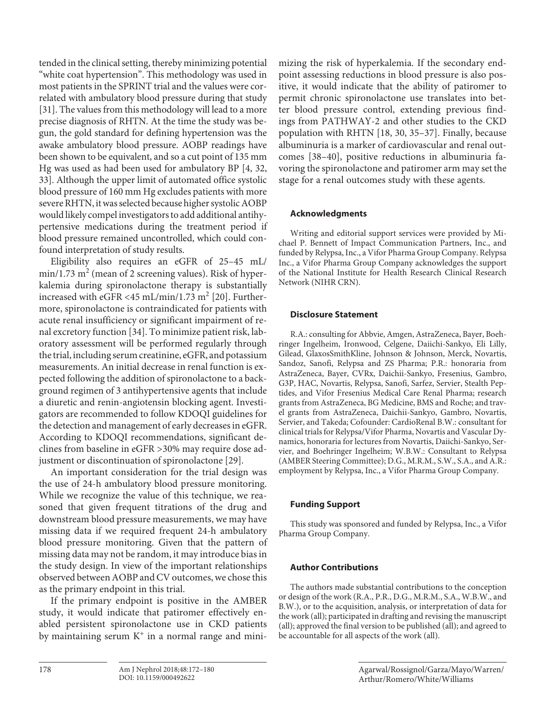tended in the clinical setting, thereby minimizing potential "white coat hypertension". This methodology was used in most patients in the SPRINT trial and the values were correlated with ambulatory blood pressure during that study [31]. The values from this methodology will lead to a more precise diagnosis of RHTN. At the time the study was begun, the gold standard for defining hypertension was the awake ambulatory blood pressure. AOBP readings have been shown to be equivalent, and so a cut point of 135 mm Hg was used as had been used for ambulatory BP [4, 32, 33]. Although the upper limit of automated office systolic blood pressure of 160 mm Hg excludes patients with more severe RHTN, it was selected because higher systolic AOBP would likely compel investigators to add additional antihypertensive medications during the treatment period if blood pressure remained uncontrolled, which could confound interpretation of study results.

Eligibility also requires an eGFR of 25–45 mL/min/1.73 $m^2$ (mean of 2 screening values). Risk of hyperkalemia during spironolactone therapy is substantially increased with eGFR <45 mL/min/1.73 $m^2$ [20]. Furthermore, spironolactone is contraindicated for patients with acute renal insufficiency or significant impairment of renal excretory function [34]. To minimize patient risk, laboratory assessment will be performed regularly through the trial, including serum creatinine, eGFR, and potassium measurements. An initial decrease in renal function is expected following the addition of spironolactone to a background regimen of 3 antihypertensive agents that include a diuretic and renin-angiotensin blocking agent. Investigators are recommended to follow KDOQI guidelines for the detection and management of early decreases in eGFR. According to KDOQI recommendations, significant declines from baseline in eGFR >30% may require dose adjustment or discontinuation of spironolactone [29].

An important consideration for the trial design was the use of 24-h ambulatory blood pressure monitoring. While we recognize the value of this technique, we reasoned that given frequent titrations of the drug and downstream blood pressure measurements, we may have missing data if we required frequent 24-h ambulatory blood pressure monitoring. Given that the pattern of missing data may not be random, it may introduce bias in the study design. In view of the important relationships observed between AOBP and CV outcomes, we chose this as the primary endpoint in this trial.

If the primary endpoint is positive in the AMBER study, it would indicate that patiromer effectively enabled persistent spironolactone use in CKD patients by maintaining serum $K^+$ in a normal range and minimizing the risk of hyperkalemia. If the secondary endpoint assessing reductions in blood pressure is also positive, it would indicate that the ability of patiromer to permit chronic spironolactone use translates into better blood pressure control, extending previous findings from PATHWAY-2 and other studies to the CKD population with RHTN [18, 30, 35–37]. Finally, because albuminuria is a marker of cardiovascular and renal outcomes [38–40], positive reductions in albuminuria favoring the spironolactone and patiromer arm may set the stage for a renal outcomes study with these agents.

### Acknowledgments

Writing and editorial support services were provided by Michael P. Bennett of Impact Communication Partners, Inc., and funded by Relypsa, Inc., a Vifor Pharma Group Company. Relypsa Inc., a Vifor Pharma Group Company acknowledges the support of the National Institute for Health Research Clinical Research Network (NIHR CRN).

### Disclosure Statement

R.A.: consulting for Abbvie, Amgen, AstraZeneca, Bayer, Boehringer Ingelheim, Ironwood, Celgene, Daiichi-Sankyo, Eli Lilly, Gilead, GlaxosSmithKline, Johnson & Johnson, Merck, Novartis, Sandoz, Sanofi, Relypsa and ZS Pharma; P.R.: honoraria from AstraZeneca, Bayer, CVRx, Daichii-Sankyo, Fresenius, Gambro, G3P, HAC, Novartis, Relypsa, Sanofi, Sarfez, Servier, Stealth Peptides, and Vifor Fresenius Medical Care Renal Pharma; research grants from AstraZeneca, BG Medicine, BMS and Roche; and travel grants from AstraZeneca, Daichii-Sankyo, Gambro, Novartis, Servier, and Takeda; Cofounder: CardioRenal B.W.: consultant for clinical trials for Relypsa/Vifor Pharma, Novartis and Vascular Dynamics, honoraria for lectures from Novartis, Daiichi-Sankyo, Servier, and Boehringer Ingelheim; W.B.W.: Consultant to Relypsa (AMBER Steering Committee); D.G., M.R.M., S.W., S.A., and A.R.: employment by Relypsa, Inc., a Vifor Pharma Group Company.

### Funding Support

This study was sponsored and funded by Relypsa, Inc., a Vifor Pharma Group Company.

### Author Contributions

The authors made substantial contributions to the conception or design of the work (R.A., P.R., D.G., M.R.M., S.A., W.B.W., and B.W.), or to the acquisition, analysis, or interpretation of data for the work (all); participated in drafting and revising the manuscript (all); approved the final version to be published (all); and agreed to be accountable for all aspects of the work (all).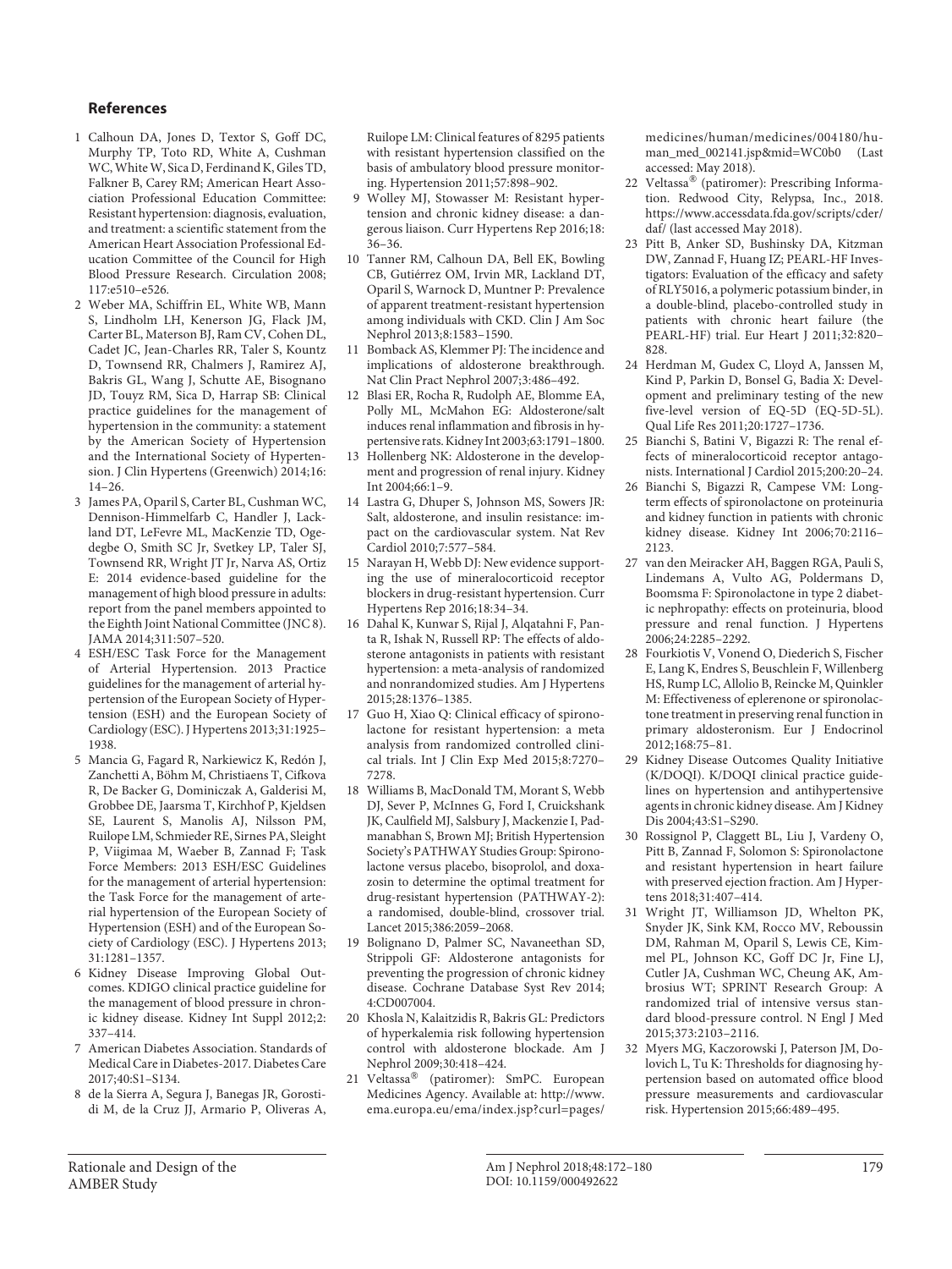## References

1 Calhoun DA, Jones D, Textor S, Goff DC, Murphy TP, Toto RD, White A, Cushman WC, White W, Sica D, Ferdinand K, Giles TD, Falkner B, Carey RM; American Heart Association Professional Education Committee: Resistant hypertension: diagnosis, evaluation, and treatment: a scientific statement from the American Heart Association Professional Education Committee of the Council for High Blood Pressure Research. Circulation 2008; 117:e510–e526.

2 Weber MA, Schiffrin EL, White WB, Mann S, Lindholm LH, Kenerson JG, Flack JM, Carter BL, Materson BJ, Ram CV, Cohen DL, Cadet JC, Jean-Charles RR, Taler S, Kountz D, Townsend RR, Chalmers J, Ramirez AJ, Bakris GL, Wang J, Schutte AE, Bisognano JD, Touyz RM, Sica D, Harrap SB: Clinical practice guidelines for the management of hypertension in the community: a statement by the American Society of Hypertension and the International Society of Hypertension. J Clin Hypertens (Greenwich) 2014;16: 14–26.

3 James PA, Oparil S, Carter BL, Cushman WC, Dennison-Himmelfarb C, Handler J, Lackland DT, LeFevre ML, MacKenzie TD, Ogedegbe O, Smith SC Jr, Svetkey LP, Taler SJ, Townsend RR, Wright JT Jr, Narva AS, Ortiz E: 2014 evidence-based guideline for the management of high blood pressure in adults: report from the panel members appointed to the Eighth Joint National Committee (JNC 8). JAMA 2014;311:507–520.

4 ESH/ESC Task Force for the Management of Arterial Hypertension. 2013 Practice guidelines for the management of arterial hypertension of the European Society of Hypertension (ESH) and the European Society of Cardiology (ESC). J Hypertens 2013;31:1925–1938.

5 Mancia G, Fagard R, Narkiewicz K, Redón J, Zanchetti A, Böhm M, Christiaens T, Cifkova R, De Backer G, Dominiczak A, Galderisi M, Grobbee DE, Jaarsma T, Kirchhof P, Kjeldsen SE, Laurent S, Manolis AJ, Nilsson PM, Ruilope LM, Schmieder RE, Sirnes PA, Sleight P, Viigimaa M, Waeber B, Zannad F; Task Force Members: 2013 ESH/ESC Guidelines for the management of arterial hypertension: the Task Force for the management of arterial hypertension of the European Society of Hypertension (ESH) and of the European Society of Cardiology (ESC). J Hypertens 2013; 31:1281–1357.

6 Kidney Disease Improving Global Outcomes. KDIGO clinical practice guideline for the management of blood pressure in chronic kidney disease. Kidney Int Suppl 2012;2: 337–414.

7 American Diabetes Association. Standards of Medical Care in Diabetes-2017. Diabetes Care 2017;40:S1–S134.

8 de la Sierra A, Segura J, Banegas JR, Gorostidi M, de la Cruz JJ, Armario P, Oliveras A, Ruilope LM: Clinical features of 8295 patients with resistant hypertension classified on the basis of ambulatory blood pressure monitoring. Hypertension 2011;57:898–902.

9 Wolley MJ, Stowasser M: Resistant hypertension and chronic kidney disease: a dangerous liaison. Curr Hypertens Rep 2016;18: 36–36.

10 Tanner RM, Calhoun DA, Bell EK, Bowling CB, Gutiérrez OM, Irvin MR, Lackland DT, Oparil S, Warnock D, Muntner P: Prevalence of apparent treatment-resistant hypertension among individuals with CKD. Clin J Am Soc Nephrol 2013;8:1583–1590.

11 Bomback AS, Klemmer PJ: The incidence and implications of aldosterone breakthrough. Nat Clin Pract Nephrol 2007;3:486–492.

12 Blasi ER, Rocha R, Rudolph AE, Blomme EA, Polly ML, McMahon EG: Aldosterone/salt induces renal inflammation and fibrosis in hypertensive rats. Kidney Int 2003;63:1791–1800.

13 Hollenberg NK: Aldosterone in the development and progression of renal injury. Kidney Int 2004;66:1–9.

14 Lastra G, Dhuper S, Johnson MS, Sowers JR: Salt, aldosterone, and insulin resistance: impact on the cardiovascular system. Nat Rev Cardiol 2010;7:577–584.

15 Narayan H, Webb DJ: New evidence supporting the use of mineralocorticoid receptor blockers in drug-resistant hypertension. Curr Hypertens Rep 2016;18:34–34.

16 Dahal K, Kunwar S, Rijal J, Alqatahni F, Panta R, Ishak N, Russell RP: The effects of aldosterone antagonists in patients with resistant hypertension: a meta-analysis of randomized and nonrandomized studies. Am J Hypertens 2015;28:1376–1385.

17 Guo H, Xiao Q: Clinical efficacy of spironolactone for resistant hypertension: a meta analysis from randomized controlled clinical trials. Int J Clin Exp Med 2015;8:7270–7278.

18 Williams B, MacDonald TM, Morant S, Webb DJ, Sever P, McInnes G, Ford I, Cruickshank JK, Caulfield MJ, Salsbury J, Mackenzie I, Padmanabhan S, Brown MJ; British Hypertension Society's PATHWAY Studies Group: Spironolactone versus placebo, bisoprolol, and doxazosin to determine the optimal treatment for drug-resistant hypertension (PATHWAY-2): a randomised, double-blind, crossover trial. Lancet 2015;386:2059–2068.

19 Bolignano D, Palmer SC, Navaneethan SD, Strippoli GF: Aldosterone antagonists for preventing the progression of chronic kidney disease. Cochrane Database Syst Rev 2014; 4:CD007004.

20 Khosla N, Kalaitzidis R, Bakris GL: Predictors of hyperkalemia risk following hypertension control with aldosterone blockade. Am J Nephrol 2009;30:418–424.

21 Veltassa® (patiromer): SmPC. European Medicines Agency. Available at: http://www.ema.europa.eu/ema/index.jsp?curl=pages/medicines/human/medicines/004180/human_med_002141.jsp&mid=WC0b0 (Last accessed: May 2018).

22 Veltassa® (patiromer): Prescribing Information. Redwood City, Relypsa, Inc., 2018. https://www.accessdata.fda.gov/scripts/cder/daf/ (last accessed May 2018).

23 Pitt B, Anker SD, Bushinsky DA, Kitzman DW, Zannad F, Huang IZ; PEARL-HF Investigators: Evaluation of the efficacy and safety of RLY5016, a polymeric potassium binder, in a double-blind, placebo-controlled study in patients with chronic heart failure (the PEARL-HF) trial. Eur Heart J 2011;32:820–828.

24 Herdman M, Gudex C, Lloyd A, Janssen M, Kind P, Parkin D, Bonsel G, Badia X: Development and preliminary testing of the new five-level version of EQ-5D (EQ-5D-5L). Qual Life Res 2011;20:1727–1736.

25 Bianchi S, Batini V, Bigazzi R: The renal effects of mineralocorticoid receptor antagonists. International J Cardiol 2015;200:20–24.

26 Bianchi S, Bigazzi R, Campese VM: Long-term effects of spironolactone on proteinuria and kidney function in patients with chronic kidney disease. Kidney Int 2006;70:2116–2123.

27 van den Meiracker AH, Baggen RGA, Pauli S, Lindemans A, Vulto AG, Poldermans D, Boomsma F: Spironolactone in type 2 diabetic nephropathy: effects on proteinuria, blood pressure and renal function. J Hypertens 2006;24:2285–2292.

28 Fourkiotis V, Vonend O, Diederich S, Fischer E, Lang K, Endres S, Beuschlein F, Willenberg HS, Rump LC, Allolio B, Reincke M, Quinkler M: Effectiveness of eplerenone or spironolactone treatment in preserving renal function in primary aldosteronism. Eur J Endocrinol 2012;168:75–81.

29 Kidney Disease Outcomes Quality Initiative (K/DOQI). K/DOQI clinical practice guidelines on hypertension and antihypertensive agents in chronic kidney disease. Am J Kidney Dis 2004;43:S1–S290.

30 Rossignol P, Claggett BL, Liu J, Vardeny O, Pitt B, Zannad F, Solomon S: Spironolactone and resistant hypertension in heart failure with preserved ejection fraction. Am J Hypertens 2018;31:407–414.

31 Wright JT, Williamson JD, Whelton PK, Snyder JK, Sink KM, Rocco MV, Reboussin DM, Rahman M, Oparil S, Lewis CE, Kimmel PL, Johnson KC, Goff DC Jr, Fine LJ, Cutler JA, Cushman WC, Cheung AK, Ambrosius WT; SPRINT Research Group: A randomized trial of intensive versus standard blood-pressure control. N Engl J Med 2015;373:2103–2116.

32 Myers MG, Kaczorowski J, Paterson JM, Dolovich L, Tu K: Thresholds for diagnosing hypertension based on automated office blood pressure measurements and cardiovascular risk. Hypertension 2015;66:489–495.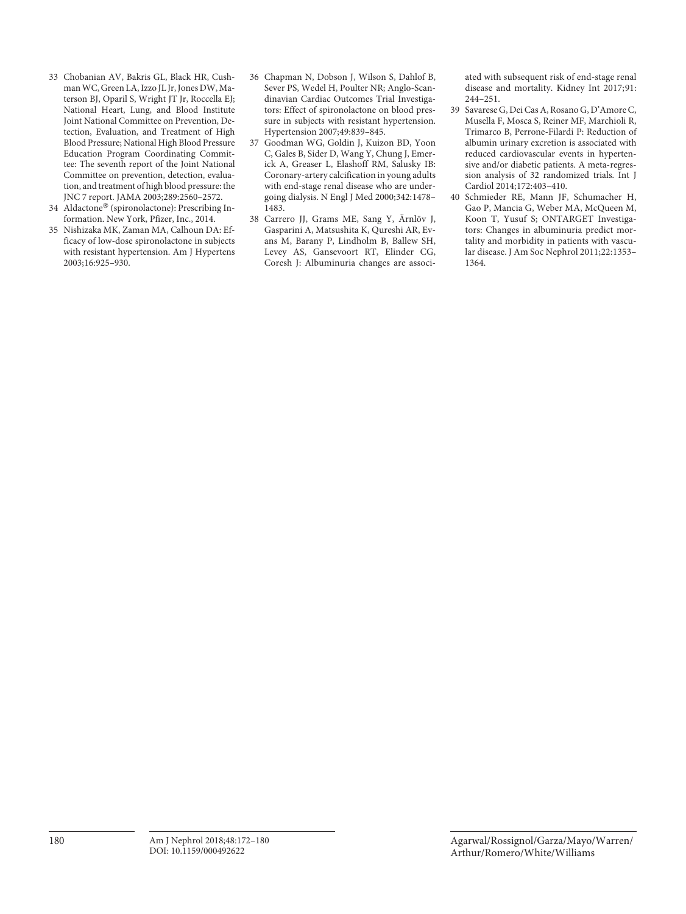33 Chobanian AV, Bakris GL, Black HR, Cushman WC, Green LA, Izzo JL Jr, Jones DW, Materson BJ, Oparil S, Wright JT Jr, Roccella EJ; National Heart, Lung, and Blood Institute Joint National Committee on Prevention, Detection, Evaluation, and Treatment of High Blood Pressure; National High Blood Pressure Education Program Coordinating Committee: The seventh report of the Joint National Committee on prevention, detection, evaluation, and treatment of high blood pressure: the JNC 7 report. JAMA 2003;289:2560–2572.

34 Aldactone® (spironolactone): Prescribing Information. New York, Pfizer, Inc., 2014.

35 Nishizaka MK, Zaman MA, Calhoun DA: Efficacy of low-dose spironolactone in subjects with resistant hypertension. Am J Hypertens 2003;16:925–930.

36 Chapman N, Dobson J, Wilson S, Dahlof B, Sever PS, Wedel H, Poulter NR; Anglo-Scandinavian Cardiac Outcomes Trial Investigators: Effect of spironolactone on blood pressure in subjects with resistant hypertension. Hypertension 2007;49:839–845.

37 Goodman WG, Goldin J, Kuizon BD, Yoon C, Gales B, Sider D, Wang Y, Chung J, Emerick A, Greaser L, Elashoff RM, Salusky IB: Coronary-artery calcification in young adults with end-stage renal disease who are undergoing dialysis. N Engl J Med 2000;342:1478–1483.

38 Carrero JJ, Grams ME, Sang Y, Ärnlöv J, Gasparini A, Matsushita K, Qureshi AR, Evans M, Barany P, Lindholm B, Ballew SH, Levey AS, Gansevoort RT, Elinder CG, Coresh J: Albuminuria changes are associated with subsequent risk of end-stage renal disease and mortality. Kidney Int 2017;91:244–251.

39 Savarese G, Dei Cas A, Rosano G, D'Amore C, Musella F, Mosca S, Reiner MF, Marchioli R, Trimarco B, Perrone-Filardi P: Reduction of albumin urinary excretion is associated with reduced cardiovascular events in hypertensive and/or diabetic patients. A meta-regression analysis of 32 randomized trials. Int J Cardiol 2014;172:403–410.

40 Schmieder RE, Mann JF, Schumacher H, Gao P, Mancia G, Weber MA, McQueen M, Koon T, Yusuf S; ONTARGET Investigators: Changes in albuminuria predict mortality and morbidity in patients with vascular disease. J Am Soc Nephrol 2011;22:1353–1364.